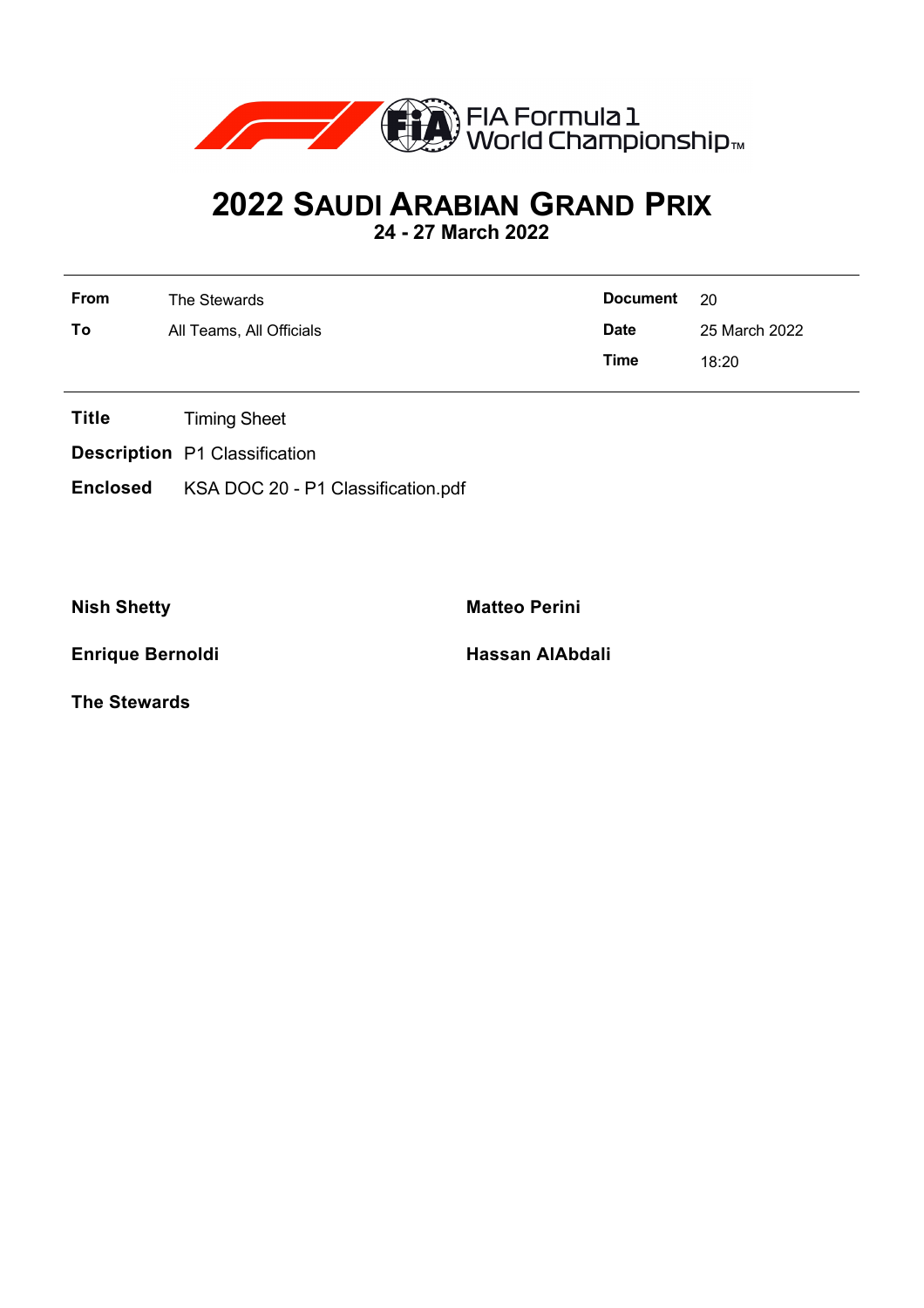FIA Formula 1 World Championship™

# 2022 Saudi Arabian Grand Prix

**24 - 27 March 2022**

| | | | |
|---|---|---|---|
| **From** | The Stewards | **Document** | 20 |
| **To** | All Teams, All Officials | **Date** | 25 March 2022 |
| | | **Time** | 18:20 |

**Title** Timing Sheet

**Description** P1 Classification

**Enclosed** KSA DOC 20 - P1 Classification.pdf

**Nish Shetty**

**Matteo Perini**

**Enrique Bernoldi**

**Hassan AlAbdali**

**The Stewards**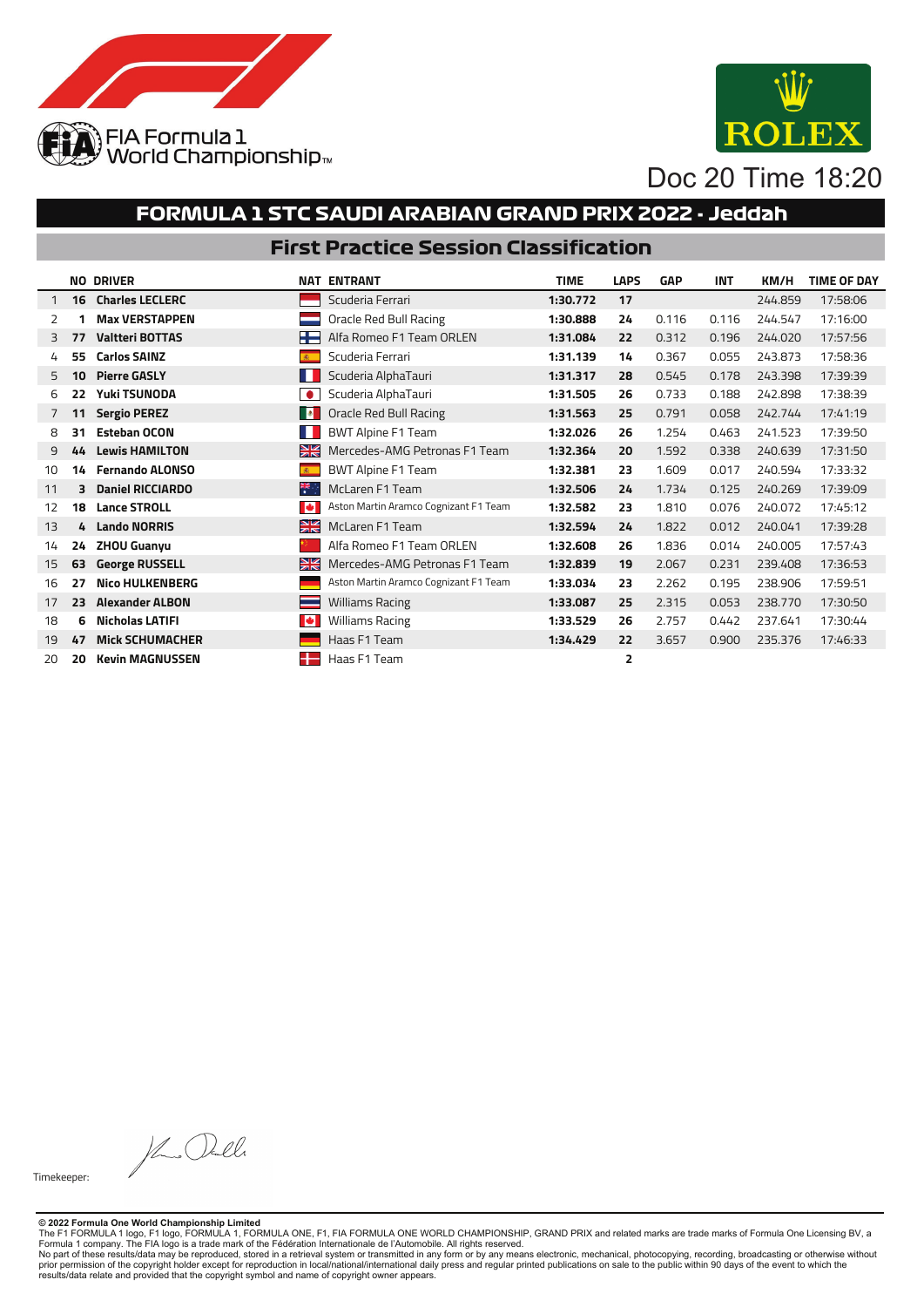FIA Formula 1 World Championship

Doc 20 Time 18:20

# FORMULA 1 STC SAUDI ARABIAN GRAND PRIX 2022 - Jeddah

## First Practice Session Classification

| | NO | DRIVER | NAT | ENTRANT | TIME | LAPS | GAP | INT | KM/H | TIME OF DAY |
|---|---|---|---|---|---|---|---|---|---|---|
| 1 | 16 | **Charles LECLERC** | | Scuderia Ferrari | **1:30.772** | **17** | | | 244.859 | 17:58:06 |
| 2 | 1 | **Max VERSTAPPEN** | | Oracle Red Bull Racing | **1:30.888** | **24** | 0.116 | 0.116 | 244.547 | 17:16:00 |
| 3 | 77 | **Valtteri BOTTAS** | | Alfa Romeo F1 Team ORLEN | **1:31.084** | **22** | 0.312 | 0.196 | 244.020 | 17:57:56 |
| 4 | 55 | **Carlos SAINZ** | | Scuderia Ferrari | **1:31.139** | **14** | 0.367 | 0.055 | 243.873 | 17:58:36 |
| 5 | 10 | **Pierre GASLY** | | Scuderia AlphaTauri | **1:31.317** | **28** | 0.545 | 0.178 | 243.398 | 17:39:39 |
| 6 | 22 | **Yuki TSUNODA** | | Scuderia AlphaTauri | **1:31.505** | **26** | 0.733 | 0.188 | 242.898 | 17:38:39 |
| 7 | 11 | **Sergio PEREZ** | | Oracle Red Bull Racing | **1:31.563** | **25** | 0.791 | 0.058 | 242.744 | 17:41:19 |
| 8 | 31 | **Esteban OCON** | | BWT Alpine F1 Team | **1:32.026** | **26** | 1.254 | 0.463 | 241.523 | 17:39:50 |
| 9 | 44 | **Lewis HAMILTON** | | Mercedes-AMG Petronas F1 Team | **1:32.364** | **20** | 1.592 | 0.338 | 240.639 | 17:31:50 |
| 10 | 14 | **Fernando ALONSO** | | BWT Alpine F1 Team | **1:32.381** | **23** | 1.609 | 0.017 | 240.594 | 17:33:32 |
| 11 | 3 | **Daniel RICCIARDO** | | McLaren F1 Team | **1:32.506** | **24** | 1.734 | 0.125 | 240.269 | 17:39:09 |
| 12 | 18 | **Lance STROLL** | | Aston Martin Aramco Cognizant F1 Team | **1:32.582** | **23** | 1.810 | 0.076 | 240.072 | 17:45:12 |
| 13 | 4 | **Lando NORRIS** | | McLaren F1 Team | **1:32.594** | **24** | 1.822 | 0.012 | 240.041 | 17:39:28 |
| 14 | 24 | **ZHOU Guanyu** | | Alfa Romeo F1 Team ORLEN | **1:32.608** | **26** | 1.836 | 0.014 | 240.005 | 17:57:43 |
| 15 | 63 | **George RUSSELL** | | Mercedes-AMG Petronas F1 Team | **1:32.839** | **19** | 2.067 | 0.231 | 239.408 | 17:36:53 |
| 16 | 27 | **Nico HULKENBERG** | | Aston Martin Aramco Cognizant F1 Team | **1:33.034** | **23** | 2.262 | 0.195 | 238.906 | 17:59:51 |
| 17 | 23 | **Alexander ALBON** | | Williams Racing | **1:33.087** | **25** | 2.315 | 0.053 | 238.770 | 17:30:50 |
| 18 | 6 | **Nicholas LATIFI** | | Williams Racing | **1:33.529** | **26** | 2.757 | 0.442 | 237.641 | 17:30:44 |
| 19 | 47 | **Mick SCHUMACHER** | | Haas F1 Team | **1:34.429** | **22** | 3.657 | 0.900 | 235.376 | 17:46:33 |
| 20 | 20 | **Kevin MAGNUSSEN** | | Haas F1 Team | | **2** | | | | |

Timekeeper:

**© 2022 Formula One World Championship Limited**
The F1 FORMULA 1 logo, F1 logo, FORMULA 1, FORMULA ONE, F1, FIA FORMULA ONE WORLD CHAMPIONSHIP, GRAND PRIX and related marks are trade marks of Formula One Licensing BV, a Formula 1 company. The FIA logo is a trade mark of the Fédération Internationale de l'Automobile. All rights reserved.
No part of these results/data may be reproduced, stored in a retrieval system or transmitted in any form or by any means electronic, mechanical, photocopying, recording, broadcasting or otherwise without prior permission of the copyright holder except for reproduction in local/national/international daily press and regular printed publications on sale to the public within 90 days of the event to which the results/data relate and provided that the copyright symbol and name of copyright owner appears.